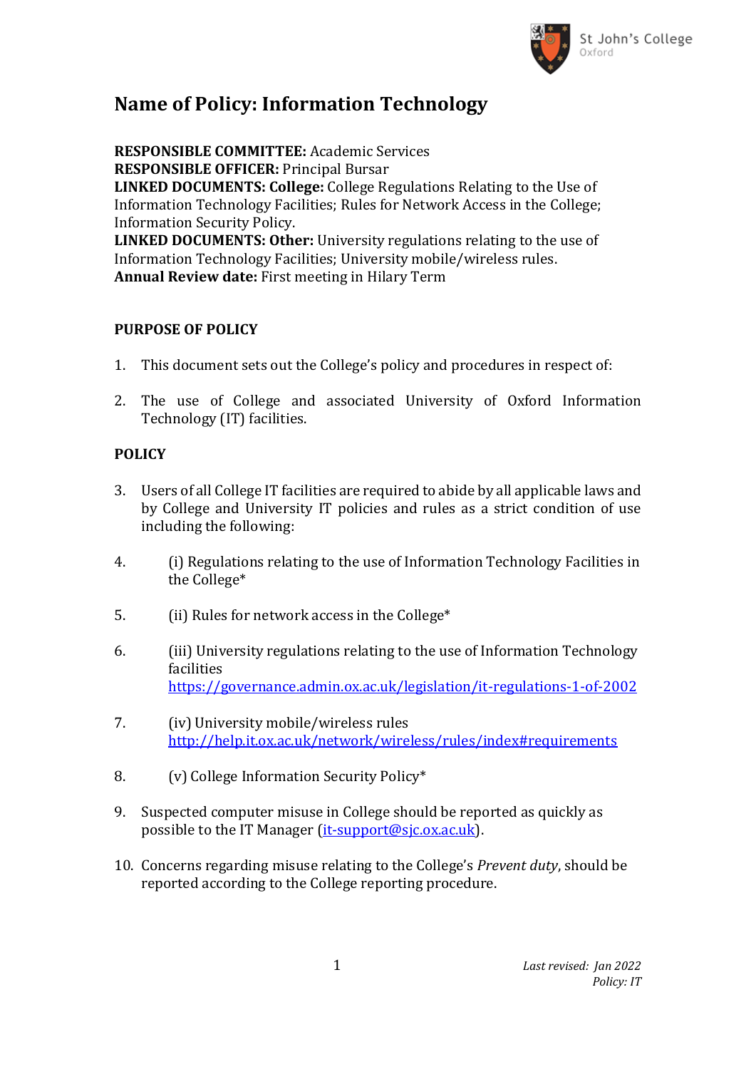# Name of Policy: Information Technology

**RESPONSIBLE COMMITTEE:** Academic Services
**RESPONSIBLE OFFICER:** Principal Bursar
**LINKED DOCUMENTS: College:** College Regulations Relating to the Use of Information Technology Facilities; Rules for Network Access in the College; Information Security Policy.
**LINKED DOCUMENTS: Other:** University regulations relating to the use of Information Technology Facilities; University mobile/wireless rules.
**Annual Review date:** First meeting in Hilary Term

## PURPOSE OF POLICY

1. This document sets out the College's policy and procedures in respect of:

2. The use of College and associated University of Oxford Information Technology (IT) facilities.

## POLICY

3. Users of all College IT facilities are required to abide by all applicable laws and by College and University IT policies and rules as a strict condition of use including the following:

4. (i) Regulations relating to the use of Information Technology Facilities in the College*

5. (ii) Rules for network access in the College*

6. (iii) University regulations relating to the use of Information Technology facilities https://governance.admin.ox.ac.uk/legislation/it-regulations-1-of-2002

7. (iv) University mobile/wireless rules http://help.it.ox.ac.uk/network/wireless/rules/index#requirements

8. (v) College Information Security Policy*

9. Suspected computer misuse in College should be reported as quickly as possible to the IT Manager (it-support@sjc.ox.ac.uk).

10. Concerns regarding misuse relating to the College's *Prevent duty*, should be reported according to the College reporting procedure.

*Last revised: Jan 2022*
*Policy: IT*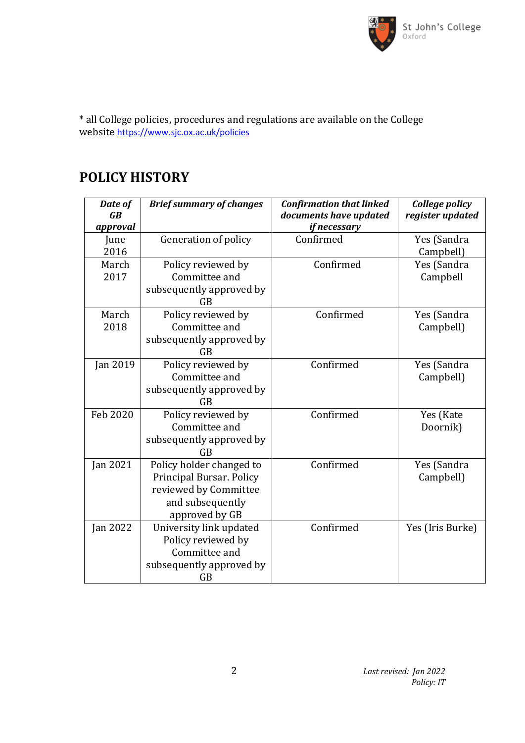* all College policies, procedures and regulations are available on the College website https://www.sjc.ox.ac.uk/policies

## POLICY HISTORY

| ***Date of GB approval*** | ***Brief summary of changes*** | ***Confirmation that linked documents have updated if necessary*** | ***College policy register updated*** |
|---|---|---|---|
| June 2016 | Generation of policy | Confirmed | Yes (Sandra Campbell) |
| March 2017 | Policy reviewed by Committee and subsequently approved by GB | Confirmed | Yes (Sandra Campbell |
| March 2018 | Policy reviewed by Committee and subsequently approved by GB | Confirmed | Yes (Sandra Campbell) |
| Jan 2019 | Policy reviewed by Committee and subsequently approved by GB | Confirmed | Yes (Sandra Campbell) |
| Feb 2020 | Policy reviewed by Committee and subsequently approved by GB | Confirmed | Yes (Kate Doornik) |
| Jan 2021 | Policy holder changed to Principal Bursar. Policy reviewed by Committee and subsequently approved by GB | Confirmed | Yes (Sandra Campbell) |
| Jan 2022 | University link updated Policy reviewed by Committee and subsequently approved by GB | Confirmed | Yes (Iris Burke) |

*Last revised: Jan 2022*
*Policy: IT*